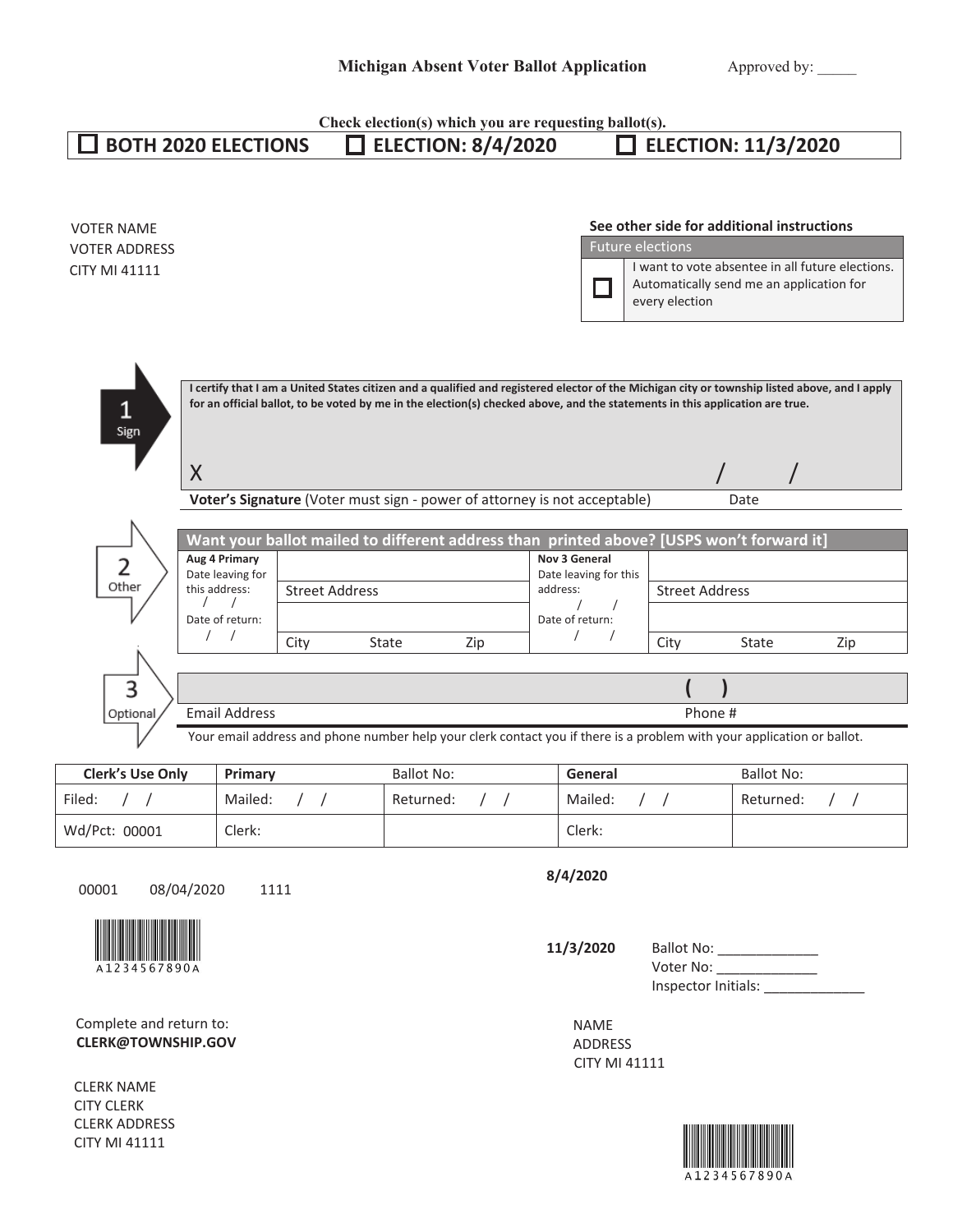**Michigan Absent Voter Ballot Application**

Approved by: _____

**Check election(s) which you are requesting ballot(s).**

☐ **BOTH 2020 ELECTIONS** ☐ **ELECTION: 8/4/2020** ☐ **ELECTION: 11/3/2020**

VOTER NAME
VOTER ADDRESS
CITY MI 41111

**See other side for additional instructions**

| Future elections | |
|---|---|
| ☐ | I want to vote absentee in all future elections. Automatically send me an application for every election |

**1 Sign**

**I certify that I am a United States citizen and a qualified and registered elector of the Michigan city or township listed above, and I apply for an official ballot, to be voted by me in the election(s) checked above, and the statements in this application are true.**

X _______________________________________________ / /

**Voter's Signature** (Voter must sign - power of attorney is not acceptable) Date

**2 Other**

**Want your ballot mailed to different address than printed above? [USPS won't forward it]**

| Aug 4 Primary | | Nov 3 General | |
|---|---|---|---|
| Date leaving for this address: / / | Street Address | Date leaving for this address: / / | Street Address |
| Date of return: / / | City State Zip | Date of return: / / | City State Zip |

**3 Optional**

| Email Address | Phone # ( ) |
|---|---|

Your email address and phone number help your clerk contact you if there is a problem with your application or ballot.

| Clerk's Use Only | Primary | Ballot No: | General | Ballot No: |
|---|---|---|---|---|
| Filed: / / | Mailed: / / | Returned: / / | Mailed: / / | Returned: / / |
| Wd/Pct: 00001 | Clerk: | | Clerk: | |

00001 08/04/2020 1111

A1234567890A

**8/4/2020**

**11/3/2020** Ballot No: _____________
Voter No: _____________
Inspector Initials: _____________

Complete and return to:
**CLERK@TOWNSHIP.GOV**

CLERK NAME
CITY CLERK
CLERK ADDRESS
CITY MI 41111

NAME
ADDRESS
CITY MI 41111

A1234567890A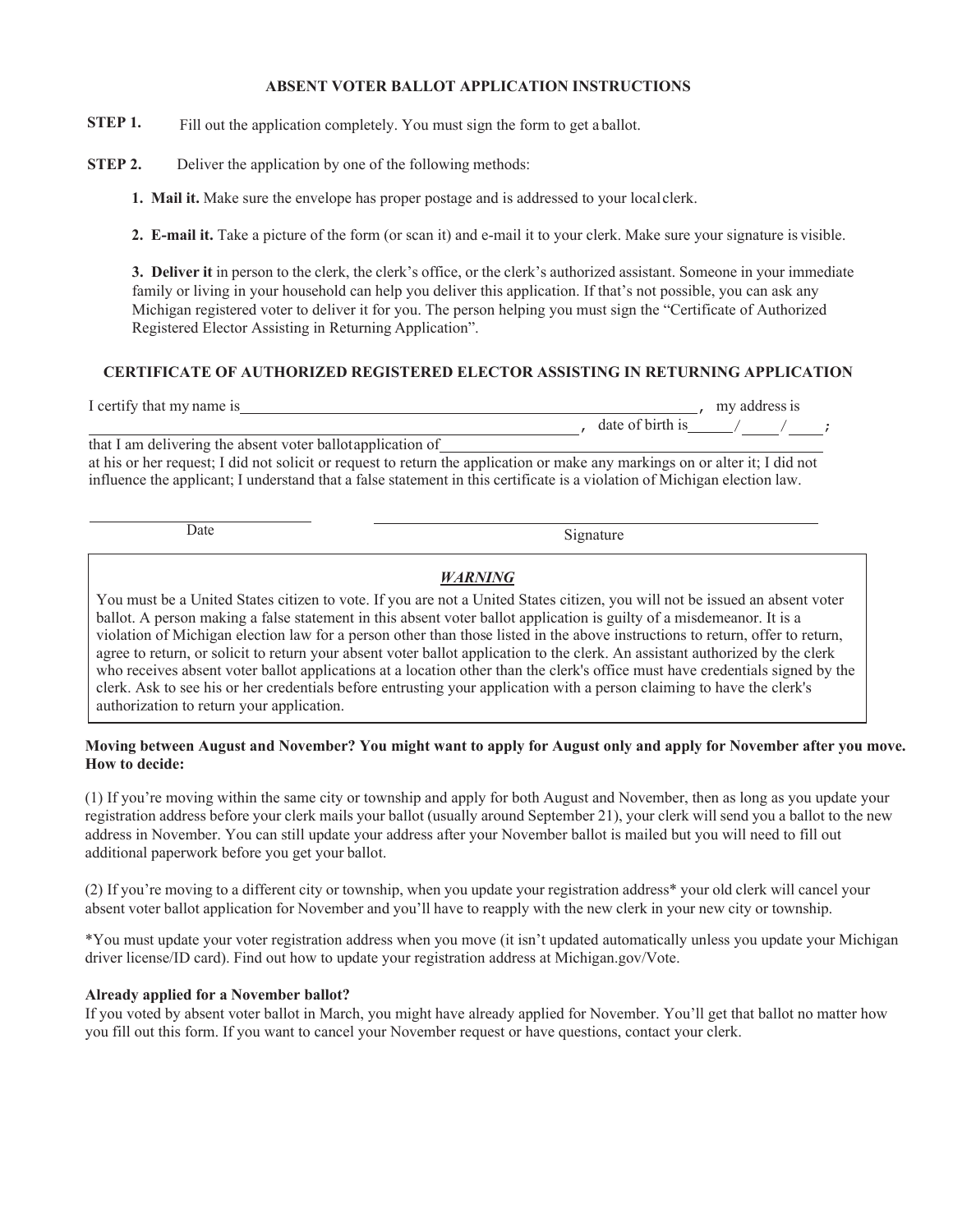## ABSENT VOTER BALLOT APPLICATION INSTRUCTIONS

**STEP 1.** Fill out the application completely. You must sign the form to get a ballot.

**STEP 2.** Deliver the application by one of the following methods:

1. **Mail it.** Make sure the envelope has proper postage and is addressed to your local clerk.

2. **E-mail it.** Take a picture of the form (or scan it) and e-mail it to your clerk. Make sure your signature is visible.

3. **Deliver it** in person to the clerk, the clerk's office, or the clerk's authorized assistant. Someone in your immediate family or living in your household can help you deliver this application. If that's not possible, you can ask any Michigan registered voter to deliver it for you. The person helping you must sign the "Certificate of Authorized Registered Elector Assisting in Returning Application".

### CERTIFICATE OF AUTHORIZED REGISTERED ELECTOR ASSISTING IN RETURNING APPLICATION

I certify that my name is\_\_\_\_\_\_\_\_\_\_\_\_\_\_\_\_\_\_\_\_\_\_\_\_\_\_\_\_\_\_, my address is \_\_\_\_\_\_\_\_\_\_\_\_\_\_\_\_\_\_\_\_\_\_\_\_\_\_\_\_\_\_, date of birth is\_\_\_\_/\_\_\_\_/\_\_\_\_; that I am delivering the absent voter ballot application of\_\_\_\_\_\_\_\_\_\_\_\_\_\_\_\_\_\_\_\_\_\_\_\_\_\_\_\_\_\_ at his or her request; I did not solicit or request to return the application or make any markings on or alter it; I did not influence the applicant; I understand that a false statement in this certificate is a violation of Michigan election law.

\_\_\_\_\_\_\_\_\_\_\_\_\_\_\_\_\_\_\_\_ \_\_\_\_\_\_\_\_\_\_\_\_\_\_\_\_\_\_\_\_\_\_\_\_\_\_\_\_\_\_

Date Signature

***WARNING***

You must be a United States citizen to vote. If you are not a United States citizen, you will not be issued an absent voter ballot. A person making a false statement in this absent voter ballot application is guilty of a misdemeanor. It is a violation of Michigan election law for a person other than those listed in the above instructions to return, offer to return, agree to return, or solicit to return your absent voter ballot application to the clerk. An assistant authorized by the clerk who receives absent voter ballot applications at a location other than the clerk's office must have credentials signed by the clerk. Ask to see his or her credentials before entrusting your application with a person claiming to have the clerk's authorization to return your application.

**Moving between August and November? You might want to apply for August only and apply for November after you move. How to decide:**

(1) If you're moving within the same city or township and apply for both August and November, then as long as you update your registration address before your clerk mails your ballot (usually around September 21), your clerk will send you a ballot to the new address in November. You can still update your address after your November ballot is mailed but you will need to fill out additional paperwork before you get your ballot.

(2) If you're moving to a different city or township, when you update your registration address* your old clerk will cancel your absent voter ballot application for November and you'll have to reapply with the new clerk in your new city or township.

*You must update your voter registration address when you move (it isn't updated automatically unless you update your Michigan driver license/ID card). Find out how to update your registration address at Michigan.gov/Vote.

**Already applied for a November ballot?**

If you voted by absent voter ballot in March, you might have already applied for November. You'll get that ballot no matter how you fill out this form. If you want to cancel your November request or have questions, contact your clerk.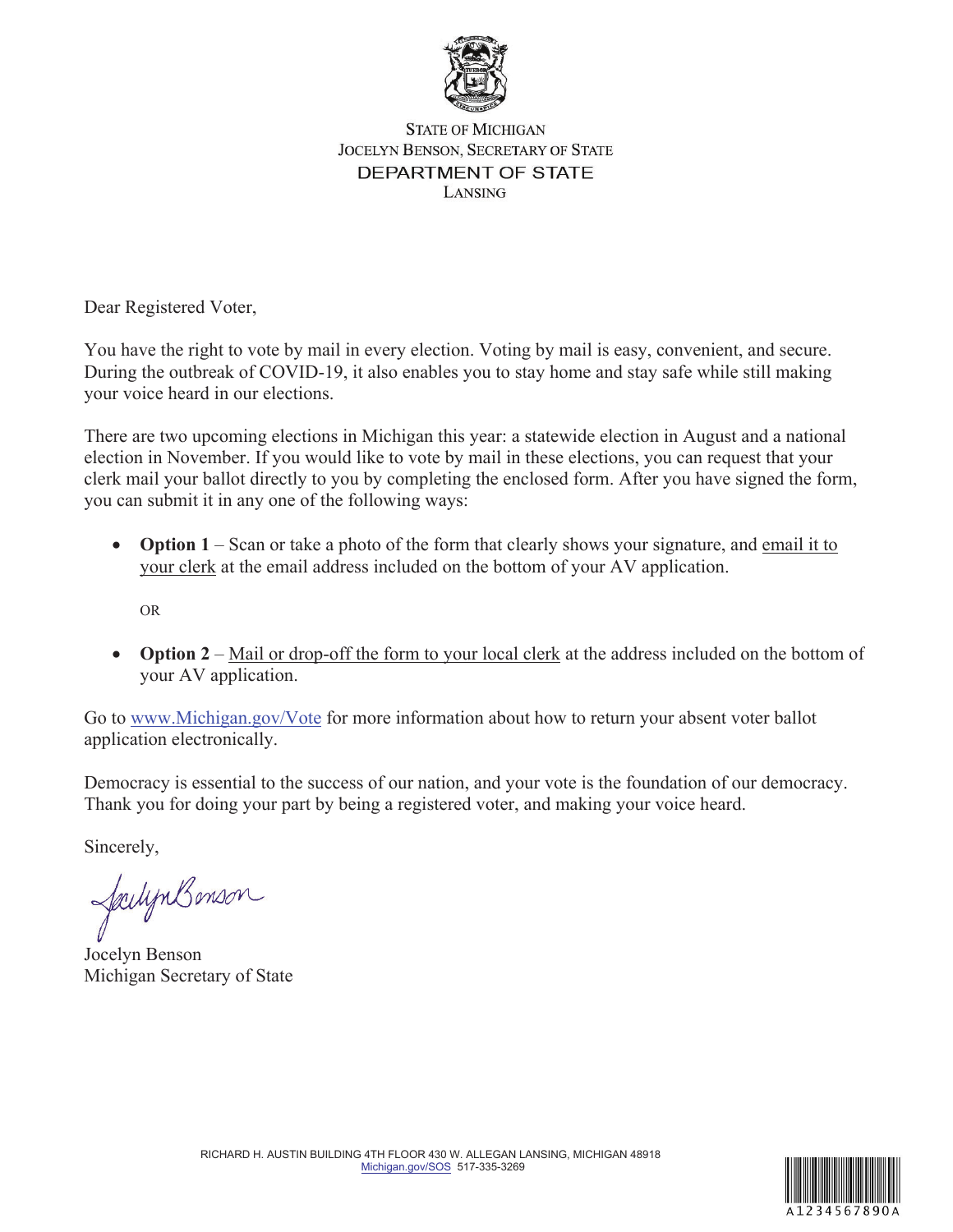STATE OF MICHIGAN
JOCELYN BENSON, SECRETARY OF STATE
DEPARTMENT OF STATE
LANSING

Dear Registered Voter,

You have the right to vote by mail in every election. Voting by mail is easy, convenient, and secure. During the outbreak of COVID-19, it also enables you to stay home and stay safe while still making your voice heard in our elections.

There are two upcoming elections in Michigan this year: a statewide election in August and a national election in November. If you would like to vote by mail in these elections, you can request that your clerk mail your ballot directly to you by completing the enclosed form. After you have signed the form, you can submit it in any one of the following ways:

- **Option 1** – Scan or take a photo of the form that clearly shows your signature, and email it to your clerk at the email address included on the bottom of your AV application.

  OR

- **Option 2** – Mail or drop-off the form to your local clerk at the address included on the bottom of your AV application.

Go to www.Michigan.gov/Vote for more information about how to return your absent voter ballot application electronically.

Democracy is essential to the success of our nation, and your vote is the foundation of our democracy. Thank you for doing your part by being a registered voter, and making your voice heard.

Sincerely,

Jocelyn Benson
Michigan Secretary of State

RICHARD H. AUSTIN BUILDING 4TH FLOOR 430 W. ALLEGAN LANSING, MICHIGAN 48918
Michigan.gov/SOS 517-335-3269

A1234567890A